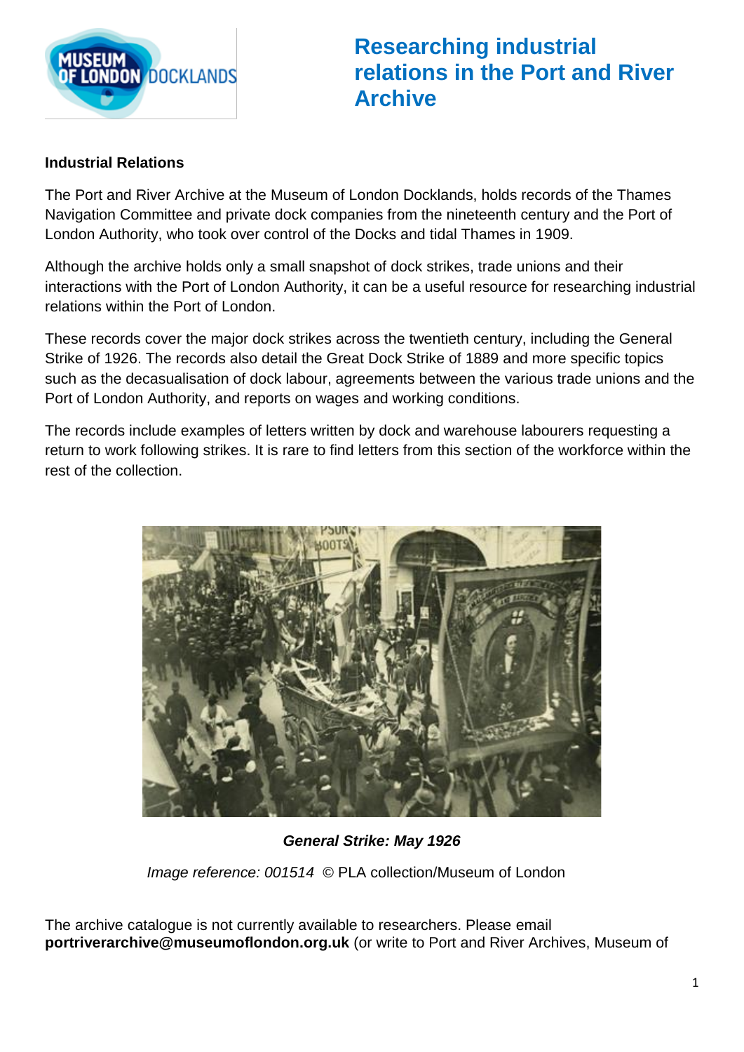# Researching industrial relations in the Port and River Archive

### Industrial Relations

The Port and River Archive at the Museum of London Docklands, holds records of the Thames Navigation Committee and private dock companies from the nineteenth century and the Port of London Authority, who took over control of the Docks and tidal Thames in 1909.

Although the archive holds only a small snapshot of dock strikes, trade unions and their interactions with the Port of London Authority, it can be a useful resource for researching industrial relations within the Port of London.

These records cover the major dock strikes across the twentieth century, including the General Strike of 1926. The records also detail the Great Dock Strike of 1889 and more specific topics such as the decasualisation of dock labour, agreements between the various trade unions and the Port of London Authority, and reports on wages and working conditions.

The records include examples of letters written by dock and warehouse labourers requesting a return to work following strikes. It is rare to find letters from this section of the workforce within the rest of the collection.

***General Strike: May 1926***

*Image reference: 001514* © PLA collection/Museum of London

The archive catalogue is not currently available to researchers. Please email **portriverarchive@museumoflondon.org.uk** (or write to Port and River Archives, Museum of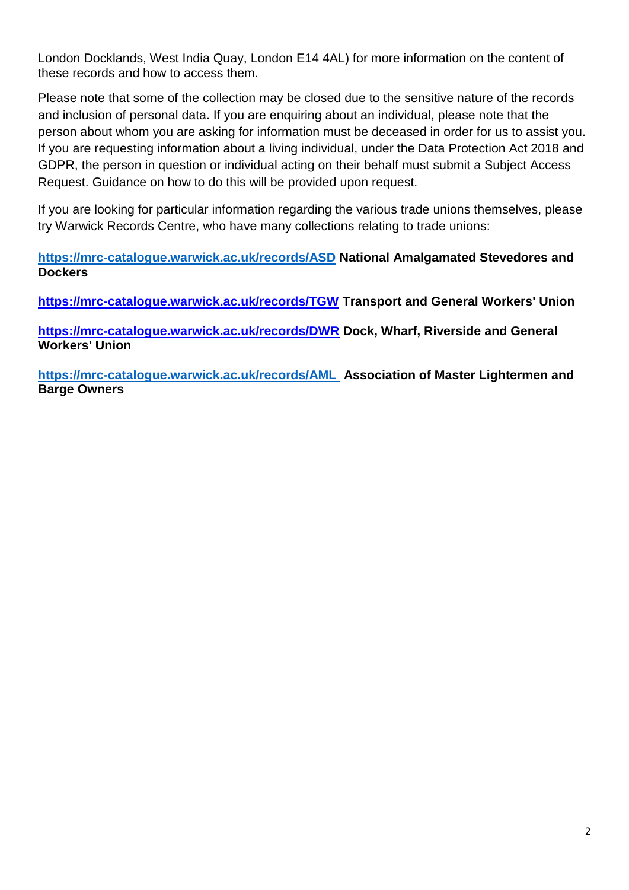London Docklands, West India Quay, London E14 4AL) for more information on the content of these records and how to access them.

Please note that some of the collection may be closed due to the sensitive nature of the records and inclusion of personal data. If you are enquiring about an individual, please note that the person about whom you are asking for information must be deceased in order for us to assist you. If you are requesting information about a living individual, under the Data Protection Act 2018 and GDPR, the person in question or individual acting on their behalf must submit a Subject Access Request. Guidance on how to do this will be provided upon request.

If you are looking for particular information regarding the various trade unions themselves, please try Warwick Records Centre, who have many collections relating to trade unions:

**https://mrc-catalogue.warwick.ac.uk/records/ASD National Amalgamated Stevedores and Dockers**

**https://mrc-catalogue.warwick.ac.uk/records/TGW Transport and General Workers' Union**

**https://mrc-catalogue.warwick.ac.uk/records/DWR Dock, Wharf, Riverside and General Workers' Union**

**https://mrc-catalogue.warwick.ac.uk/records/AML Association of Master Lightermen and Barge Owners**